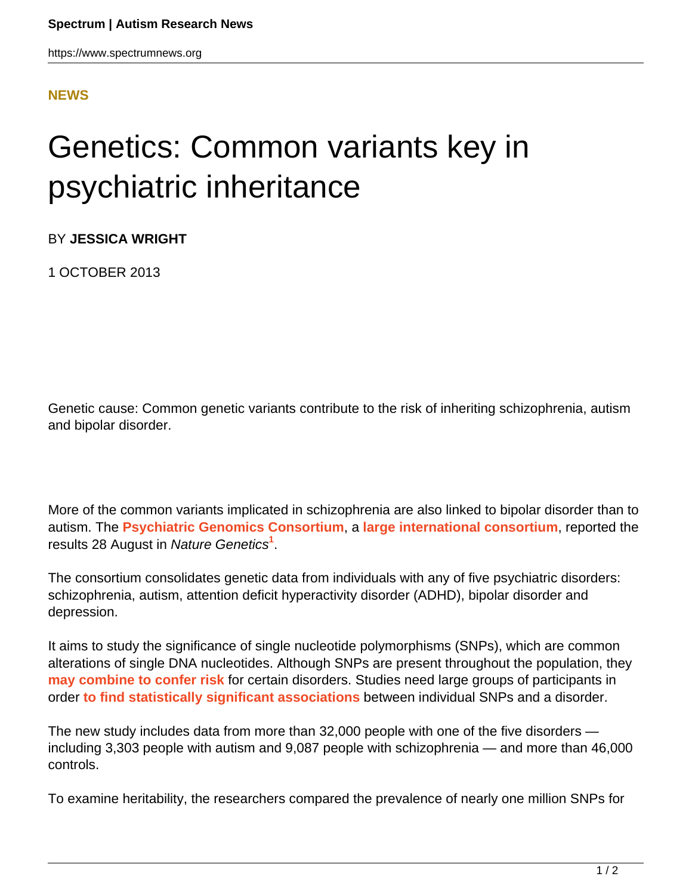**NEWS**

# Genetics: Common variants key in psychiatric inheritance

BY **JESSICA WRIGHT**

1 OCTOBER 2013

Genetic cause: Common genetic variants contribute to the risk of inheriting schizophrenia, autism and bipolar disorder.

More of the common variants implicated in schizophrenia are also linked to bipolar disorder than to autism. The **Psychiatric Genomics Consortium**, a **large international consortium**, reported the results 28 August in *Nature Genetics*[1].

The consortium consolidates genetic data from individuals with any of five psychiatric disorders: schizophrenia, autism, attention deficit hyperactivity disorder (ADHD), bipolar disorder and depression.

It aims to study the significance of single nucleotide polymorphisms (SNPs), which are common alterations of single DNA nucleotides. Although SNPs are present throughout the population, they **may combine to confer risk** for certain disorders. Studies need large groups of participants in order **to find statistically significant associations** between individual SNPs and a disorder.

The new study includes data from more than 32,000 people with one of the five disorders — including 3,303 people with autism and 9,087 people with schizophrenia — and more than 46,000 controls.

To examine heritability, the researchers compared the prevalence of nearly one million SNPs for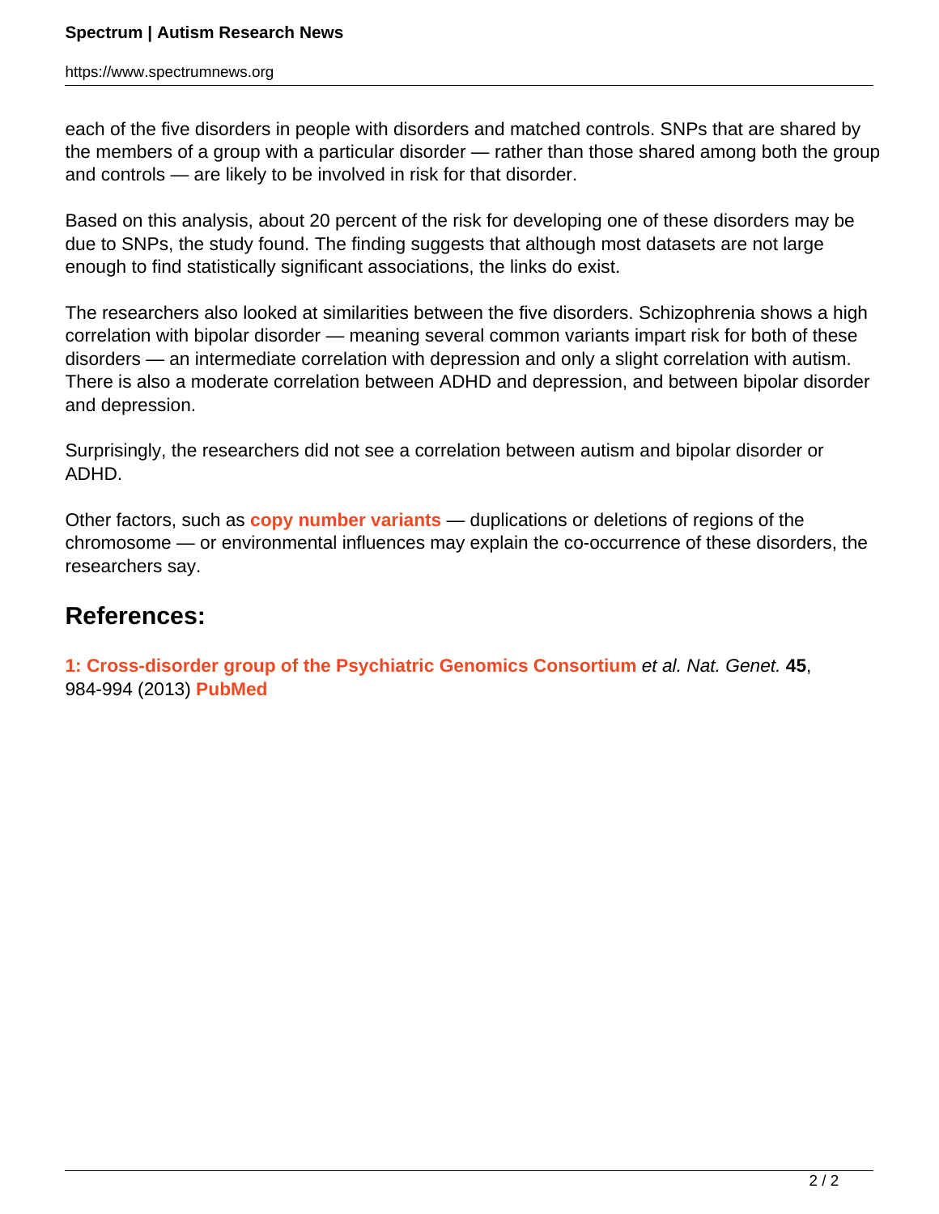each of the five disorders in people with disorders and matched controls. SNPs that are shared by the members of a group with a particular disorder — rather than those shared among both the group and controls — are likely to be involved in risk for that disorder.

Based on this analysis, about 20 percent of the risk for developing one of these disorders may be due to SNPs, the study found. The finding suggests that although most datasets are not large enough to find statistically significant associations, the links do exist.

The researchers also looked at similarities between the five disorders. Schizophrenia shows a high correlation with bipolar disorder — meaning several common variants impart risk for both of these disorders — an intermediate correlation with depression and only a slight correlation with autism. There is also a moderate correlation between ADHD and depression, and between bipolar disorder and depression.

Surprisingly, the researchers did not see a correlation between autism and bipolar disorder or ADHD.

Other factors, such as **copy number variants** — duplications or deletions of regions of the chromosome — or environmental influences may explain the co-occurrence of these disorders, the researchers say.

## References:

**1: Cross-disorder group of the Psychiatric Genomics Consortium** *et al. Nat. Genet.* **45**, 984-994 (2013) **PubMed**